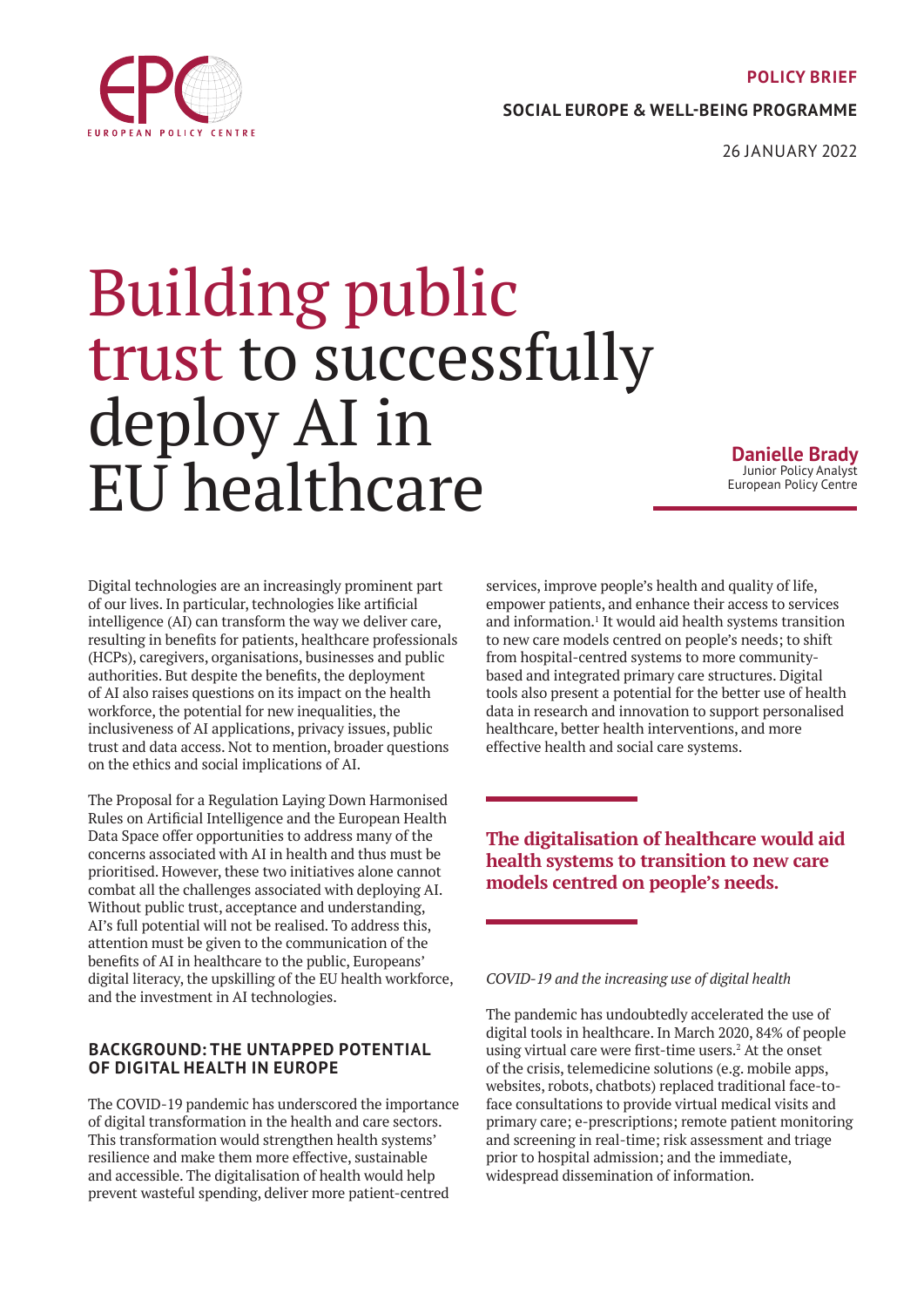POLICY BRIEF

SOCIAL EUROPE & WELL-BEING PROGRAMME

26 JANUARY 2022

# Building public trust to successfully deploy AI in EU healthcare

**Danielle Brady**
Junior Policy Analyst
European Policy Centre

Digital technologies are an increasingly prominent part of our lives. In particular, technologies like artificial intelligence (AI) can transform the way we deliver care, resulting in benefits for patients, healthcare professionals (HCPs), caregivers, organisations, businesses and public authorities. But despite the benefits, the deployment of AI also raises questions on its impact on the health workforce, the potential for new inequalities, the inclusiveness of AI applications, privacy issues, public trust and data access. Not to mention, broader questions on the ethics and social implications of AI.

The Proposal for a Regulation Laying Down Harmonised Rules on Artificial Intelligence and the European Health Data Space offer opportunities to address many of the concerns associated with AI in health and thus must be prioritised. However, these two initiatives alone cannot combat all the challenges associated with deploying AI. Without public trust, acceptance and understanding, AI's full potential will not be realised. To address this, attention must be given to the communication of the benefits of AI in healthcare to the public, Europeans' digital literacy, the upskilling of the EU health workforce, and the investment in AI technologies.

## BACKGROUND: THE UNTAPPED POTENTIAL OF DIGITAL HEALTH IN EUROPE

The COVID-19 pandemic has underscored the importance of digital transformation in the health and care sectors. This transformation would strengthen health systems' resilience and make them more effective, sustainable and accessible. The digitalisation of health would help prevent wasteful spending, deliver more patient-centred services, improve people's health and quality of life, empower patients, and enhance their access to services and information.[1] It would aid health systems transition to new care models centred on people's needs; to shift from hospital-centred systems to more community-based and integrated primary care structures. Digital tools also present a potential for the better use of health data in research and innovation to support personalised healthcare, better health interventions, and more effective health and social care systems.

**The digitalisation of healthcare would aid health systems to transition to new care models centred on people's needs.**

*COVID-19 and the increasing use of digital health*

The pandemic has undoubtedly accelerated the use of digital tools in healthcare. In March 2020, 84% of people using virtual care were first-time users.[2] At the onset of the crisis, telemedicine solutions (e.g. mobile apps, websites, robots, chatbots) replaced traditional face-to-face consultations to provide virtual medical visits and primary care; e-prescriptions; remote patient monitoring and screening in real-time; risk assessment and triage prior to hospital admission; and the immediate, widespread dissemination of information.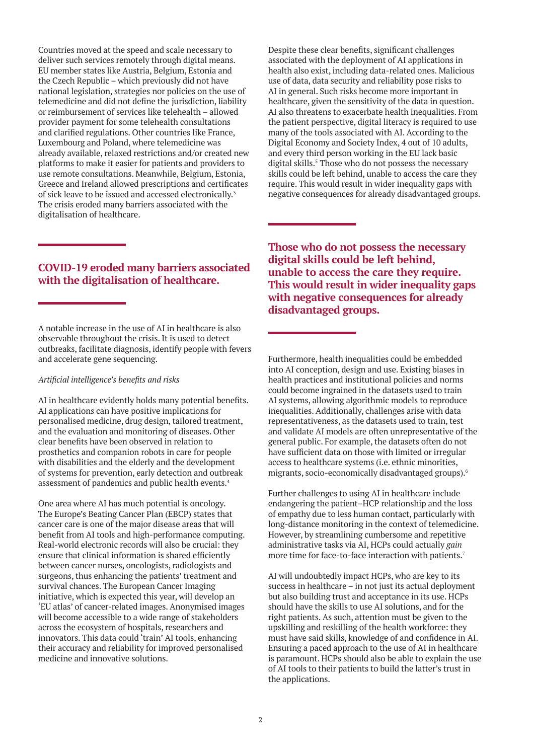Countries moved at the speed and scale necessary to deliver such services remotely through digital means. EU member states like Austria, Belgium, Estonia and the Czech Republic – which previously did not have national legislation, strategies nor policies on the use of telemedicine and did not define the jurisdiction, liability or reimbursement of services like telehealth – allowed provider payment for some telehealth consultations and clarified regulations. Other countries like France, Luxembourg and Poland, where telemedicine was already available, relaxed restrictions and/or created new platforms to make it easier for patients and providers to use remote consultations. Meanwhile, Belgium, Estonia, Greece and Ireland allowed prescriptions and certificates of sick leave to be issued and accessed electronically.[3] The crisis eroded many barriers associated with the digitalisation of healthcare.

**COVID-19 eroded many barriers associated with the digitalisation of healthcare.**

A notable increase in the use of AI in healthcare is also observable throughout the crisis. It is used to detect outbreaks, facilitate diagnosis, identify people with fevers and accelerate gene sequencing.

*Artificial intelligence's benefits and risks*

AI in healthcare evidently holds many potential benefits. AI applications can have positive implications for personalised medicine, drug design, tailored treatment, and the evaluation and monitoring of diseases. Other clear benefits have been observed in relation to prosthetics and companion robots in care for people with disabilities and the elderly and the development of systems for prevention, early detection and outbreak assessment of pandemics and public health events.[4]

One area where AI has much potential is oncology. The Europe's Beating Cancer Plan (EBCP) states that cancer care is one of the major disease areas that will benefit from AI tools and high-performance computing. Real-world electronic records will also be crucial: they ensure that clinical information is shared efficiently between cancer nurses, oncologists, radiologists and surgeons, thus enhancing the patients' treatment and survival chances. The European Cancer Imaging initiative, which is expected this year, will develop an 'EU atlas' of cancer-related images. Anonymised images will become accessible to a wide range of stakeholders across the ecosystem of hospitals, researchers and innovators. This data could 'train' AI tools, enhancing their accuracy and reliability for improved personalised medicine and innovative solutions.

Despite these clear benefits, significant challenges associated with the deployment of AI applications in health also exist, including data-related ones. Malicious use of data, data security and reliability pose risks to AI in general. Such risks become more important in healthcare, given the sensitivity of the data in question. AI also threatens to exacerbate health inequalities. From the patient perspective, digital literacy is required to use many of the tools associated with AI. According to the Digital Economy and Society Index, 4 out of 10 adults, and every third person working in the EU lack basic digital skills.[5] Those who do not possess the necessary skills could be left behind, unable to access the care they require. This would result in wider inequality gaps with negative consequences for already disadvantaged groups.

**Those who do not possess the necessary digital skills could be left behind, unable to access the care they require. This would result in wider inequality gaps with negative consequences for already disadvantaged groups.**

Furthermore, health inequalities could be embedded into AI conception, design and use. Existing biases in health practices and institutional policies and norms could become ingrained in the datasets used to train AI systems, allowing algorithmic models to reproduce inequalities. Additionally, challenges arise with data representativeness, as the datasets used to train, test and validate AI models are often unrepresentative of the general public. For example, the datasets often do not have sufficient data on those with limited or irregular access to healthcare systems (i.e. ethnic minorities, migrants, socio-economically disadvantaged groups).[6]

Further challenges to using AI in healthcare include endangering the patient–HCP relationship and the loss of empathy due to less human contact, particularly with long-distance monitoring in the context of telemedicine. However, by streamlining cumbersome and repetitive administrative tasks via AI, HCPs could actually *gain* more time for face-to-face interaction with patients.[7]

AI will undoubtedly impact HCPs, who are key to its success in healthcare – in not just its actual deployment but also building trust and acceptance in its use. HCPs should have the skills to use AI solutions, and for the right patients. As such, attention must be given to the upskilling and reskilling of the health workforce: they must have said skills, knowledge of and confidence in AI. Ensuring a paced approach to the use of AI in healthcare is paramount. HCPs should also be able to explain the use of AI tools to their patients to build the latter's trust in the applications.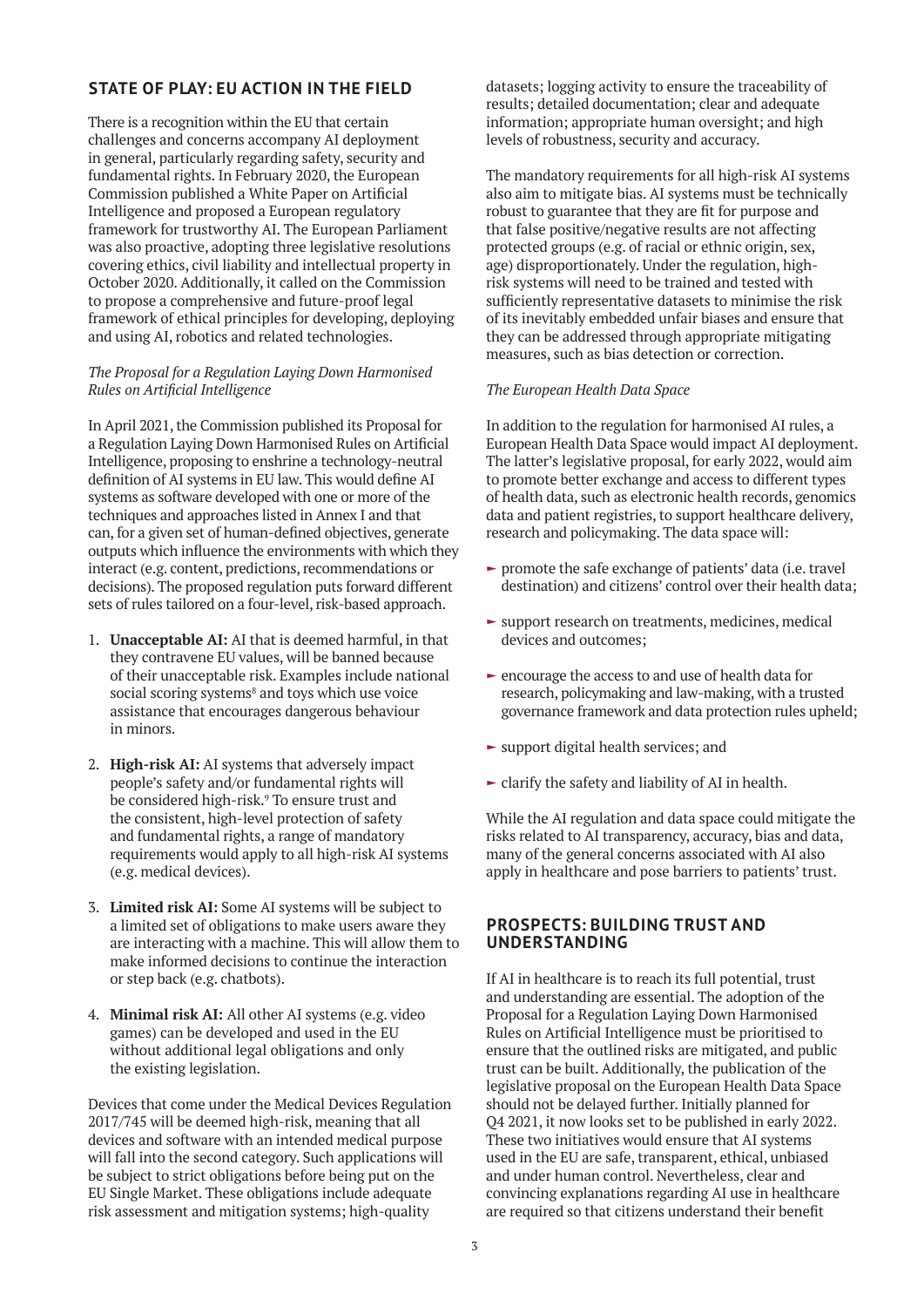## STATE OF PLAY: EU ACTION IN THE FIELD

There is a recognition within the EU that certain challenges and concerns accompany AI deployment in general, particularly regarding safety, security and fundamental rights. In February 2020, the European Commission published a White Paper on Artificial Intelligence and proposed a European regulatory framework for trustworthy AI. The European Parliament was also proactive, adopting three legislative resolutions covering ethics, civil liability and intellectual property in October 2020. Additionally, it called on the Commission to propose a comprehensive and future-proof legal framework of ethical principles for developing, deploying and using AI, robotics and related technologies.

*The Proposal for a Regulation Laying Down Harmonised Rules on Artificial Intelligence*

In April 2021, the Commission published its Proposal for a Regulation Laying Down Harmonised Rules on Artificial Intelligence, proposing to enshrine a technology-neutral definition of AI systems in EU law. This would define AI systems as software developed with one or more of the techniques and approaches listed in Annex I and that can, for a given set of human-defined objectives, generate outputs which influence the environments with which they interact (e.g. content, predictions, recommendations or decisions). The proposed regulation puts forward different sets of rules tailored on a four-level, risk-based approach.

1. **Unacceptable AI:** AI that is deemed harmful, in that they contravene EU values, will be banned because of their unacceptable risk. Examples include national social scoring systems[8] and toys which use voice assistance that encourages dangerous behaviour in minors.
2. **High-risk AI:** AI systems that adversely impact people's safety and/or fundamental rights will be considered high-risk.[9] To ensure trust and the consistent, high-level protection of safety and fundamental rights, a range of mandatory requirements would apply to all high-risk AI systems (e.g. medical devices).
3. **Limited risk AI:** Some AI systems will be subject to a limited set of obligations to make users aware they are interacting with a machine. This will allow them to make informed decisions to continue the interaction or step back (e.g. chatbots).
4. **Minimal risk AI:** All other AI systems (e.g. video games) can be developed and used in the EU without additional legal obligations and only the existing legislation.

Devices that come under the Medical Devices Regulation 2017/745 will be deemed high-risk, meaning that all devices and software with an intended medical purpose will fall into the second category. Such applications will be subject to strict obligations before being put on the EU Single Market. These obligations include adequate risk assessment and mitigation systems; high-quality datasets; logging activity to ensure the traceability of results; detailed documentation; clear and adequate information; appropriate human oversight; and high levels of robustness, security and accuracy.

The mandatory requirements for all high-risk AI systems also aim to mitigate bias. AI systems must be technically robust to guarantee that they are fit for purpose and that false positive/negative results are not affecting protected groups (e.g. of racial or ethnic origin, sex, age) disproportionately. Under the regulation, high-risk systems will need to be trained and tested with sufficiently representative datasets to minimise the risk of its inevitably embedded unfair biases and ensure that they can be addressed through appropriate mitigating measures, such as bias detection or correction.

*The European Health Data Space*

In addition to the regulation for harmonised AI rules, a European Health Data Space would impact AI deployment. The latter's legislative proposal, for early 2022, would aim to promote better exchange and access to different types of health data, such as electronic health records, genomics data and patient registries, to support healthcare delivery, research and policymaking. The data space will:

- promote the safe exchange of patients' data (i.e. travel destination) and citizens' control over their health data;
- support research on treatments, medicines, medical devices and outcomes;
- encourage the access to and use of health data for research, policymaking and law-making, with a trusted governance framework and data protection rules upheld;
- support digital health services; and
- clarify the safety and liability of AI in health.

While the AI regulation and data space could mitigate the risks related to AI transparency, accuracy, bias and data, many of the general concerns associated with AI also apply in healthcare and pose barriers to patients' trust.

## PROSPECTS: BUILDING TRUST AND UNDERSTANDING

If AI in healthcare is to reach its full potential, trust and understanding are essential. The adoption of the Proposal for a Regulation Laying Down Harmonised Rules on Artificial Intelligence must be prioritised to ensure that the outlined risks are mitigated, and public trust can be built. Additionally, the publication of the legislative proposal on the European Health Data Space should not be delayed further. Initially planned for Q4 2021, it now looks set to be published in early 2022. These two initiatives would ensure that AI systems used in the EU are safe, transparent, ethical, unbiased and under human control. Nevertheless, clear and convincing explanations regarding AI use in healthcare are required so that citizens understand their benefit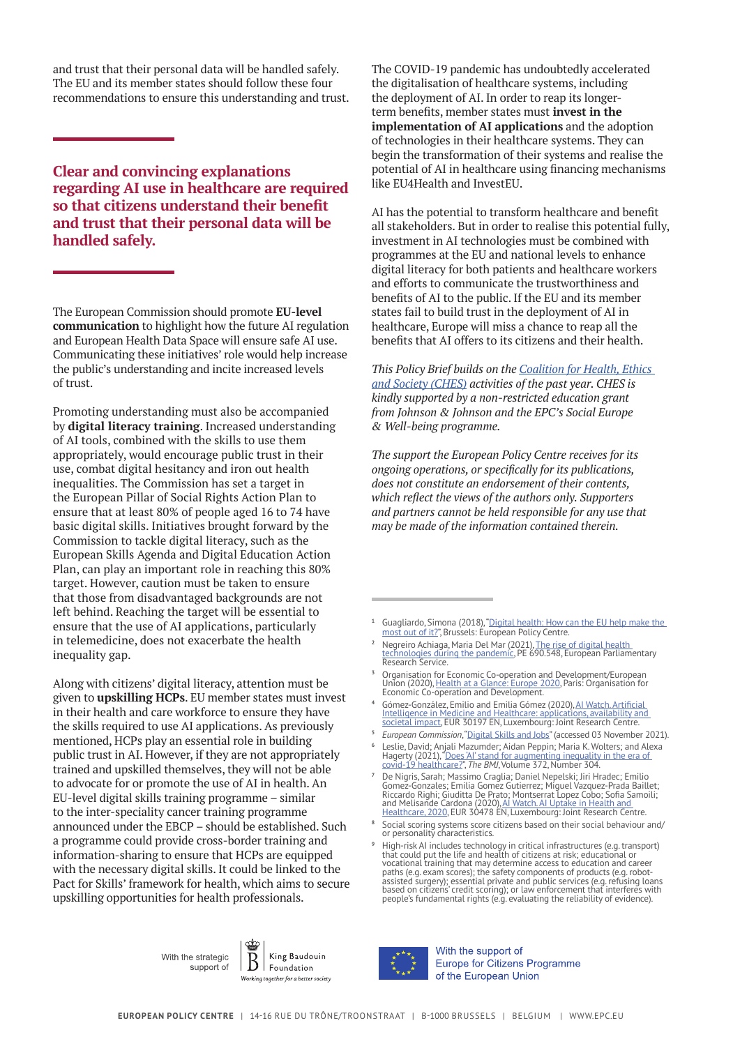and trust that their personal data will be handled safely. The EU and its member states should follow these four recommendations to ensure this understanding and trust.

> **Clear and convincing explanations regarding AI use in healthcare are required so that citizens understand their benefit and trust that their personal data will be handled safely.**

The European Commission should promote **EU-level communication** to highlight how the future AI regulation and European Health Data Space will ensure safe AI use. Communicating these initiatives' role would help increase the public's understanding and incite increased levels of trust.

Promoting understanding must also be accompanied by **digital literacy training**. Increased understanding of AI tools, combined with the skills to use them appropriately, would encourage public trust in their use, combat digital hesitancy and iron out health inequalities. The Commission has set a target in the European Pillar of Social Rights Action Plan to ensure that at least 80% of people aged 16 to 74 have basic digital skills. Initiatives brought forward by the Commission to tackle digital literacy, such as the European Skills Agenda and Digital Education Action Plan, can play an important role in reaching this 80% target. However, caution must be taken to ensure that those from disadvantaged backgrounds are not left behind. Reaching the target will be essential to ensure that the use of AI applications, particularly in telemedicine, does not exacerbate the health inequality gap.

Along with citizens' digital literacy, attention must be given to **upskilling HCPs**. EU member states must invest in their health and care workforce to ensure they have the skills required to use AI applications. As previously mentioned, HCPs play an essential role in building public trust in AI. However, if they are not appropriately trained and upskilled themselves, they will not be able to advocate for or promote the use of AI in health. An EU-level digital skills training programme – similar to the inter-speciality cancer training programme announced under the EBCP – should be established. Such a programme could provide cross-border training and information-sharing to ensure that HCPs are equipped with the necessary digital skills. It could be linked to the Pact for Skills' framework for health, which aims to secure upskilling opportunities for health professionals.

The COVID-19 pandemic has undoubtedly accelerated the digitalisation of healthcare systems, including the deployment of AI. In order to reap its longer-term benefits, member states must **invest in the implementation of AI applications** and the adoption of technologies in their healthcare systems. They can begin the transformation of their systems and realise the potential of AI in healthcare using financing mechanisms like EU4Health and InvestEU.

AI has the potential to transform healthcare and benefit all stakeholders. But in order to realise this potential fully, investment in AI technologies must be combined with programmes at the EU and national levels to enhance digital literacy for both patients and healthcare workers and efforts to communicate the trustworthiness and benefits of AI to the public. If the EU and its member states fail to build trust in the deployment of AI in healthcare, Europe will miss a chance to reap all the benefits that AI offers to its citizens and their health.

*This Policy Brief builds on the [Coalition for Health, Ethics and Society (CHES)] activities of the past year. CHES is kindly supported by a non-restricted education grant from Johnson & Johnson and the EPC's Social Europe & Well-being programme.*

*The support the European Policy Centre receives for its ongoing operations, or specifically for its publications, does not constitute an endorsement of their contents, which reflect the views of the authors only. Supporters and partners cannot be held responsible for any use that may be made of the information contained therein.*

---

[1] Guagliardo, Simona (2018), "Digital health: How can the EU help make the most out of it?", Brussels: European Policy Centre.

[2] Negreiro Achiaga, Maria Del Mar (2021), The rise of digital health technologies during the pandemic, PE 690.548, European Parliamentary Research Service.

[3] Organisation for Economic Co-operation and Development/European Union (2020), Health at a Glance: Europe 2020, Paris: Organisation for Economic Co-operation and Development.

[4] Gómez-González, Emilio and Emilia Gómez (2020), AI Watch. Artificial Intelligence in Medicine and Healthcare: applications, availability and societal impact, EUR 30197 EN, Luxembourg: Joint Research Centre.

[5] *European Commission*, "Digital Skills and Jobs" (accessed 03 November 2021).

[6] Leslie, David; Anjali Mazumder; Aidan Peppin; Maria K. Wolters; and Alexa Hagerty (2021), "Does 'AI' stand for augmenting inequality in the era of covid-19 healthcare?", *The BMJ*, Volume 372, Number 304.

[7] De Nigris, Sarah; Massimo Craglia; Daniel Nepelski; Jiri Hradec; Emilio Gomez-Gonzales; Emilia Gomez Gutierrez; Miguel Vazquez-Prada Baillet; Riccardo Righi; Giuditta De Prato; Montserrat Lopez Cobo; Sofia Samoili; and Melisande Cardona (2020), AI Watch. AI Uptake in Health and Healthcare, 2020, EUR 30478 EN, Luxembourg: Joint Research Centre.

[8] Social scoring systems score citizens based on their social behaviour and/or personality characteristics.

[9] High-risk AI includes technology in critical infrastructures (e.g. transport) that could put the life and health of citizens at risk; educational or vocational training that may determine access to education and career paths (e.g. exam scores); the safety components of products (e.g. robot-assisted surgery); essential private and public services (e.g. refusing loans based on citizens' credit scoring); or law enforcement that interferes with people's fundamental rights (e.g. evaluating the reliability of evidence).

With the strategic support of King Baudouin Foundation – Working together for a better society

With the support of Europe for Citizens Programme of the European Union

EUROPEAN POLICY CENTRE | 14-16 RUE DU TRÔNE/TROONSTRAAT | B-1000 BRUSSELS | BELGIUM | WWW.EPC.EU